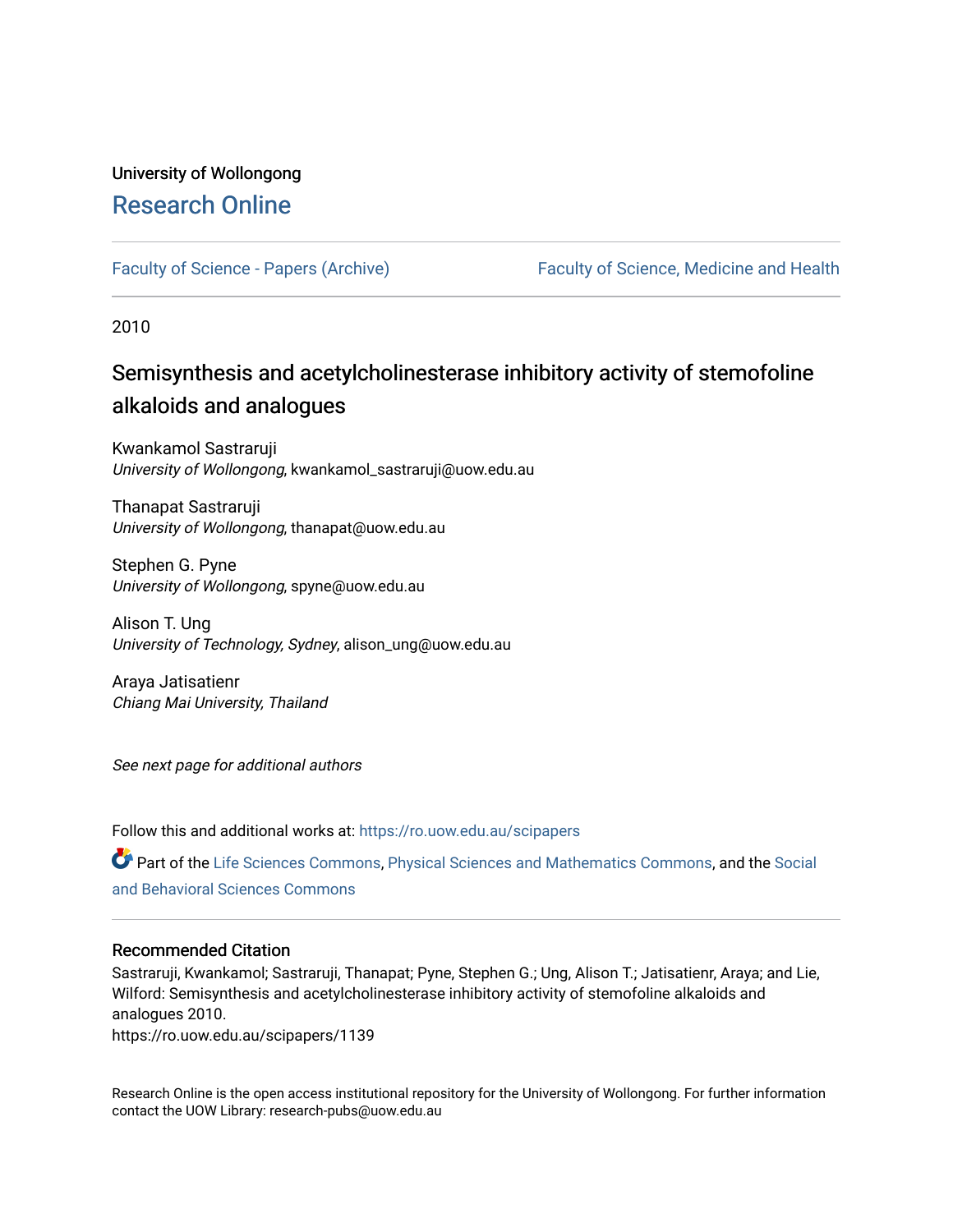University of Wollongong

# Research Online

Faculty of Science - Papers (Archive) | Faculty of Science, Medicine and Health

2010

## Semisynthesis and acetylcholinesterase inhibitory activity of stemofoline alkaloids and analogues

Kwankamol Sastraruji
*University of Wollongong*, kwankamol_sastraruji@uow.edu.au

Thanapat Sastraruji
*University of Wollongong*, thanapat@uow.edu.au

Stephen G. Pyne
*University of Wollongong*, spyne@uow.edu.au

Alison T. Ung
*University of Technology, Sydney*, alison_ung@uow.edu.au

Araya Jatisatienr
*Chiang Mai University, Thailand*

*See next page for additional authors*

Follow this and additional works at: https://ro.uow.edu.au/scipapers

Part of the Life Sciences Commons, Physical Sciences and Mathematics Commons, and the Social and Behavioral Sciences Commons

### Recommended Citation

Sastraruji, Kwankamol; Sastraruji, Thanapat; Pyne, Stephen G.; Ung, Alison T.; Jatisatienr, Araya; and Lie, Wilford: Semisynthesis and acetylcholinesterase inhibitory activity of stemofoline alkaloids and analogues 2010.
https://ro.uow.edu.au/scipapers/1139

Research Online is the open access institutional repository for the University of Wollongong. For further information contact the UOW Library: research-pubs@uow.edu.au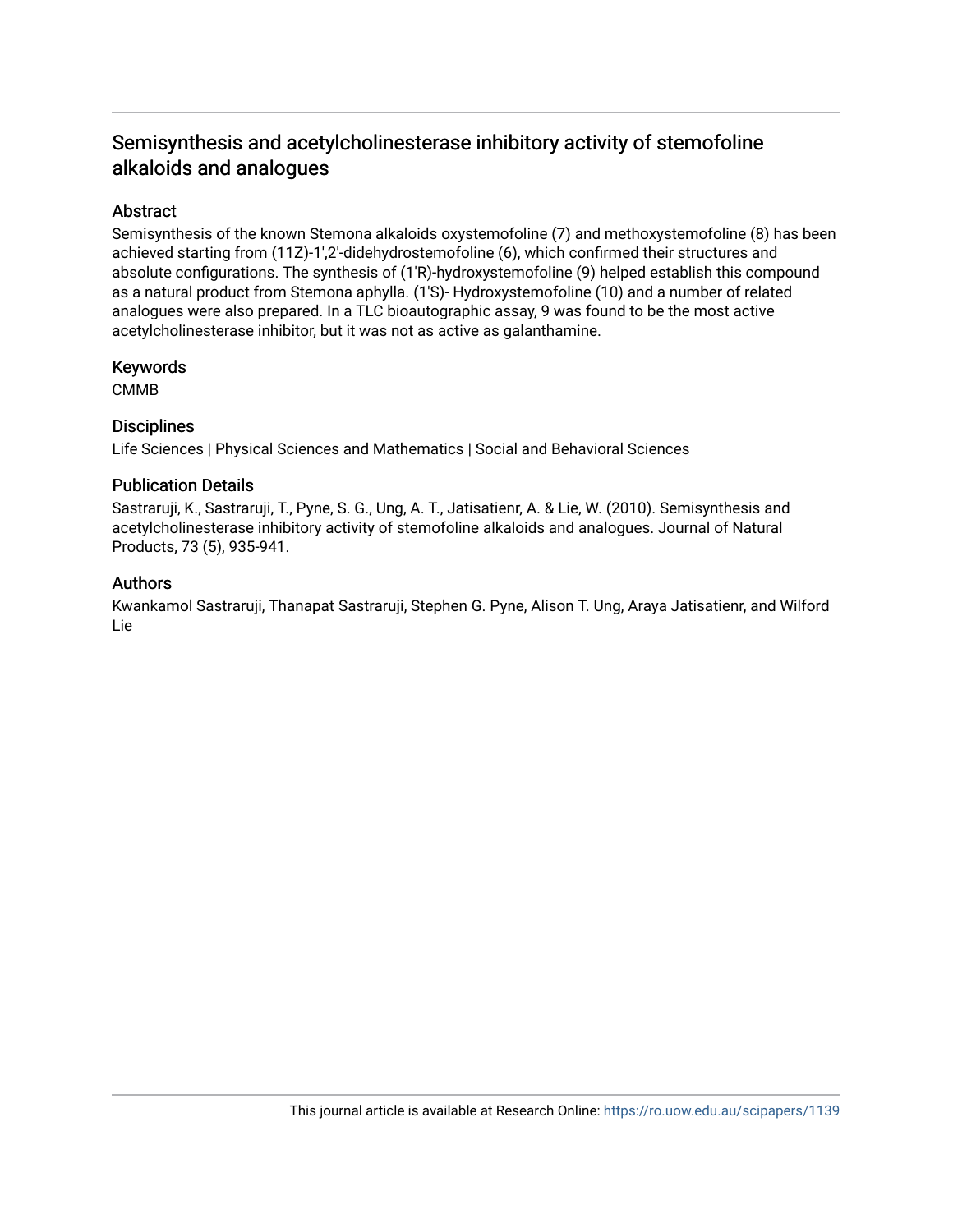# Semisynthesis and acetylcholinesterase inhibitory activity of stemofoline alkaloids and analogues

## Abstract

Semisynthesis of the known Stemona alkaloids oxystemofoline (7) and methoxystemofoline (8) has been achieved starting from (11Z)-1',2'-didehydrostemofoline (6), which confirmed their structures and absolute configurations. The synthesis of (1'R)-hydroxystemofoline (9) helped establish this compound as a natural product from Stemona aphylla. (1'S)- Hydroxystemofoline (10) and a number of related analogues were also prepared. In a TLC bioautographic assay, 9 was found to be the most active acetylcholinesterase inhibitor, but it was not as active as galanthamine.

## Keywords

CMMB

## Disciplines

Life Sciences | Physical Sciences and Mathematics | Social and Behavioral Sciences

## Publication Details

Sastraruji, K., Sastraruji, T., Pyne, S. G., Ung, A. T., Jatisatienr, A. & Lie, W. (2010). Semisynthesis and acetylcholinesterase inhibitory activity of stemofoline alkaloids and analogues. Journal of Natural Products, 73 (5), 935-941.

## Authors

Kwankamol Sastraruji, Thanapat Sastraruji, Stephen G. Pyne, Alison T. Ung, Araya Jatisatienr, and Wilford Lie

This journal article is available at Research Online: https://ro.uow.edu.au/scipapers/1139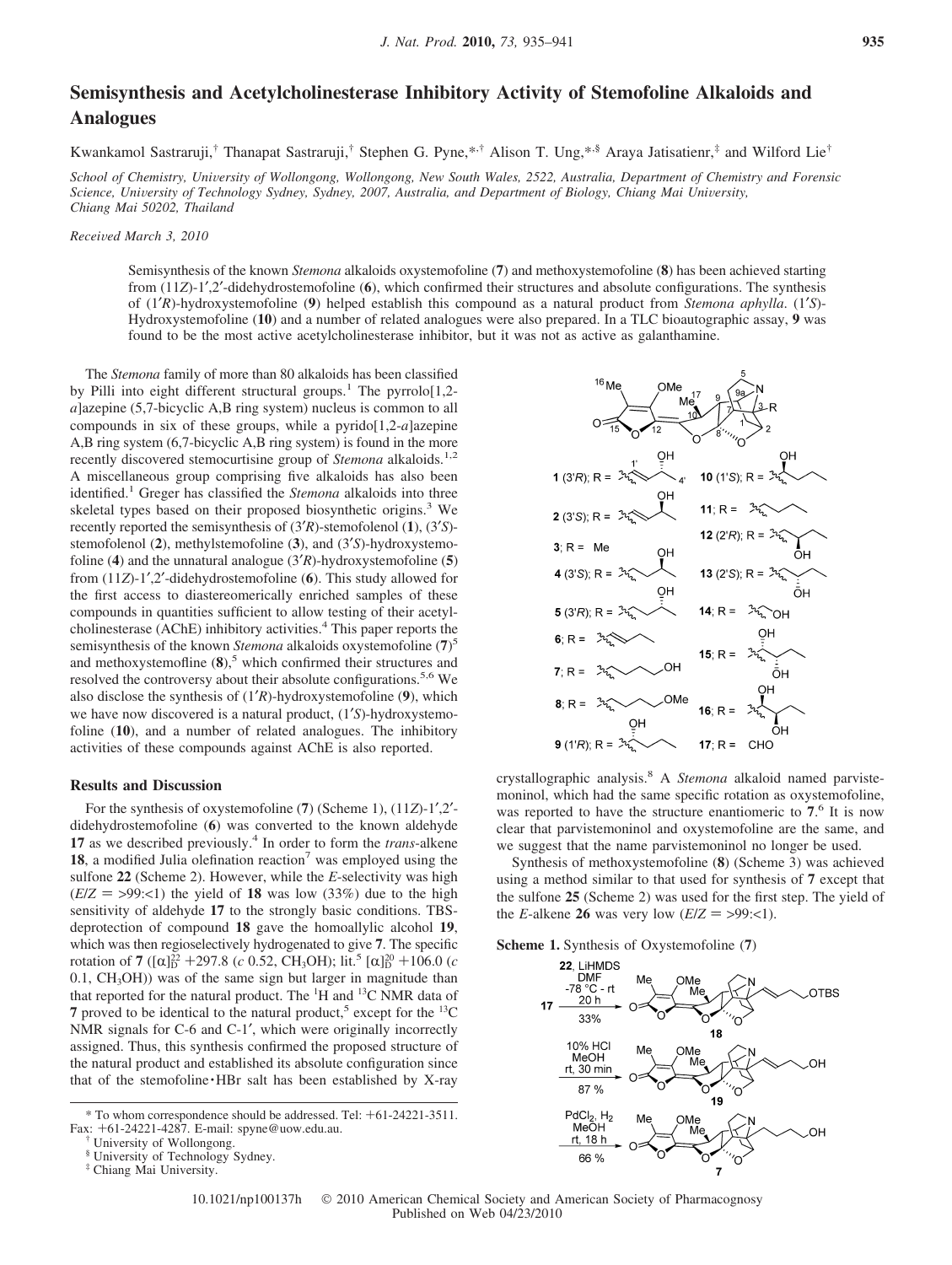# Semisynthesis and Acetylcholinesterase Inhibitory Activity of Stemofoline Alkaloids and Analogues

Kwankamol Sastraruji,[†] Thanapat Sastraruji,[†] Stephen G. Pyne,*[,†] Alison T. Ung,*[,§] Araya Jatisatienr,[‡] and Wilford Lie[†]

*School of Chemistry, University of Wollongong, Wollongong, New South Wales, 2522, Australia, Department of Chemistry and Forensic Science, University of Technology Sydney, Sydney, 2007, Australia, and Department of Biology, Chiang Mai University, Chiang Mai 50202, Thailand*

*Received March 3, 2010*

Semisynthesis of the known *Stemona* alkaloids oxystemofoline (**7**) and methoxystemofoline (**8**) has been achieved starting from (11*Z*)-1′,2′-didehydrostemofoline (**6**), which confirmed their structures and absolute configurations. The synthesis of (1′*R*)-hydroxystemofoline (**9**) helped establish this compound as a natural product from *Stemona aphylla*. (1′*S*)-Hydroxystemofoline (**10**) and a number of related analogues were also prepared. In a TLC bioautographic assay, **9** was found to be the most active acetylcholinesterase inhibitor, but it was not as active as galanthamine.

The *Stemona* family of more than 80 alkaloids has been classified by Pilli into eight different structural groups.[1] The pyrrolo[1,2-*a*]azepine (5,7-bicyclic A,B ring system) nucleus is common to all compounds in six of these groups, while a pyrido[1,2-*a*]azepine A,B ring system (6,7-bicyclic A,B ring system) is found in the more recently discovered stemocurtisine group of *Stemona* alkaloids.[1,2] A miscellaneous group comprising five alkaloids has also been identified.[1] Greger has classified the *Stemona* alkaloids into three skeletal types based on their proposed biosynthetic origins.[3] We recently reported the semisynthesis of (3′*R*)-stemofolenol (**1**), (3′*S*)-stemofolenol (**2**), methylstemofoline (**3**), and (3′*S*)-hydroxystemofoline (**4**) and the unnatural analogue (3′*R*)-hydroxystemofoline (**5**) from (11*Z*)-1′,2′-didehydrostemofoline (**6**). This study allowed for the first access to diastereomerically enriched samples of these compounds in quantities sufficient to allow testing of their acetylcholinesterase (AChE) inhibitory activities.[4] This paper reports the semisynthesis of the known *Stemona* alkaloids oxystemofoline (**7**)[5] and methoxystemofline (**8**),[5] which confirmed their structures and resolved the controversy about their absolute configurations.[5,6] We also disclose the synthesis of (1′*R*)-hydroxystemofoline (**9**), which we have now discovered is a natural product, (1′*S*)-hydroxystemofoline (**10**), and a number of related analogues. The inhibitory activities of these compounds against AChE is also reported.

## Results and Discussion

For the synthesis of oxystemofoline (**7**) (Scheme 1), (11*Z*)-1′,2′-didehydrostemofoline (**6**) was converted to the known aldehyde **17** as we described previously.[4] In order to form the *trans*-alkene **18**, a modified Julia olefination reaction[7] was employed using the sulfone **22** (Scheme 2). However, while the *E*-selectivity was high ($E/Z$ = >99:<1) the yield of **18** was low (33%) due to the high sensitivity of aldehyde **17** to the strongly basic conditions. TBS-deprotection of compound **18** gave the homoallylic alcohol **19**, which was then regioselectively hydrogenated to give **7**. The specific rotation of **7** ($[\alpha]_D^{22}$ +297.8 (*c* 0.52, $CH_3OH$); lit.[5] $[\alpha]_D^{20}$ +106.0 (*c* 0.1, $CH_3OH$)) was of the same sign but larger in magnitude than that reported for the natural product. The $^1H$ and $^{13}C$ NMR data of **7** proved to be identical to the natural product,[5] except for the $^{13}C$ NMR signals for C-6 and C-1′, which were originally incorrectly assigned. Thus, this synthesis confirmed the proposed structure of the natural product and established its absolute configuration since that of the stemofoline·HBr salt has been established by X-ray crystallographic analysis.[8] A *Stemona* alkaloid named parvistemoninol, which had the same specific rotation as oxystemofoline, was reported to have the structure enantiomeric to **7**.[6] It is now clear that parvistemoninol and oxystemofoline are the same, and we suggest that the name parvistemoninol no longer be used.

Synthesis of methoxystemofoline (**8**) (Scheme 3) was achieved using a method similar to that used for synthesis of **7** except that the sulfone **25** (Scheme 2) was used for the first step. The yield of the *E*-alkene **26** was very low ($E/Z$ = >99:<1).

**Scheme 1.** Synthesis of Oxystemofoline (**7**)

**17** → (**22**, LiHMDS, DMF, −78 °C - rt, 20 h, 33%) → **18** → (10% HCl, MeOH, rt, 30 min, 87%) → **19** → ($PdCl_2$, $H_2$, MeOH, rt, 18 h, 66%) → **7**

\* To whom correspondence should be addressed. Tel: +61-24221-3511. Fax: +61-24221-4287. E-mail: spyne@uow.edu.au.

† University of Wollongong.

§ University of Technology Sydney.

‡ Chiang Mai University.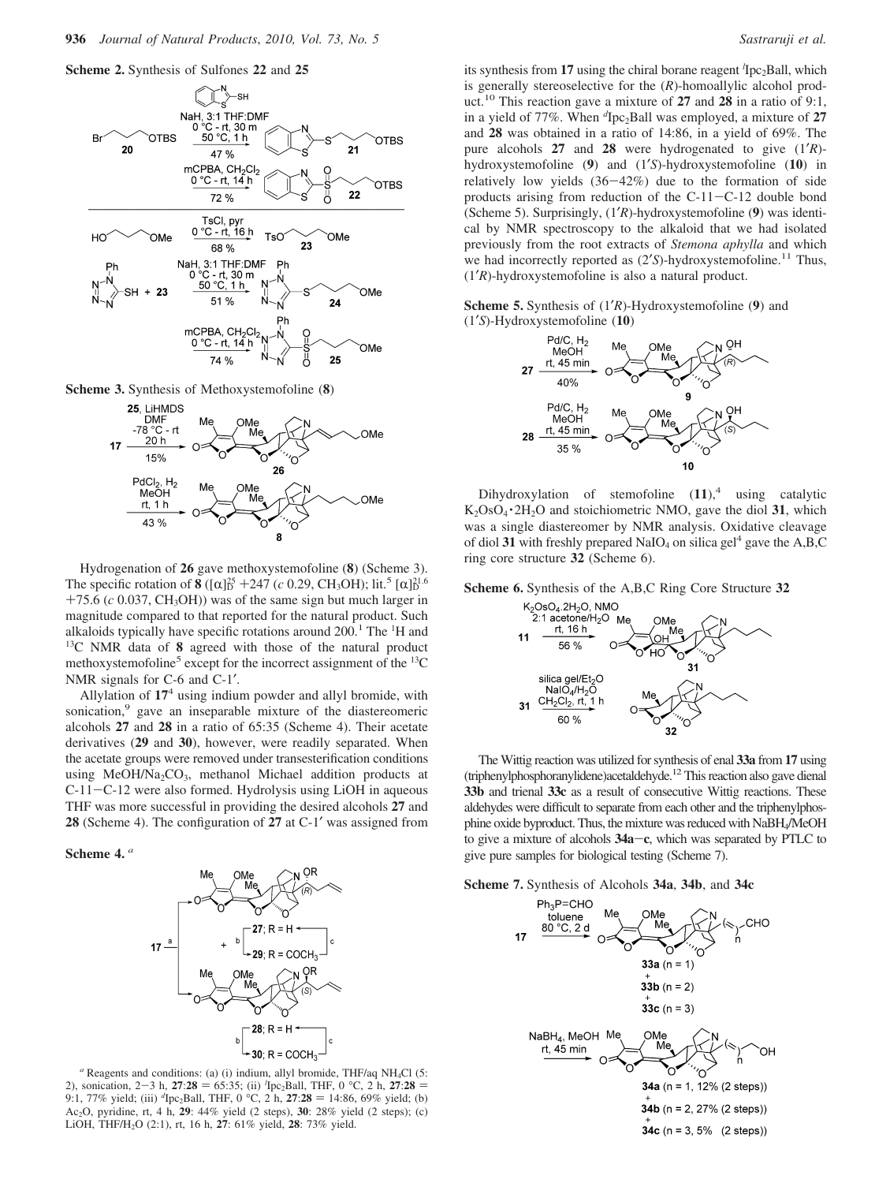**Scheme 2.** Synthesis of Sulfones **22** and **25**

**Scheme 3.** Synthesis of Methoxystemofoline (**8**)

Hydrogenation of **26** gave methoxystemofoline (**8**) (Scheme 3). The specific rotation of **8** ($[\alpha]_D^{25}$ +247 (*c* 0.29, $CH_3OH$); lit.[5] $[\alpha]_D^{21.6}$ +75.6 (*c* 0.037, $CH_3OH$)) was of the same sign but much larger in magnitude compared to that reported for the natural product. Such alkaloids typically have specific rotations around 200.[1] The $^1H$ and $^{13}C$ NMR data of **8** agreed with those of the natural product methoxystemofoline[5] except for the incorrect assignment of the $^{13}C$ NMR signals for C-6 and C-1′.

Allylation of **17**[4] using indium powder and allyl bromide, with sonication,[9] gave an inseparable mixture of the diastereomeric alcohols **27** and **28** in a ratio of 65:35 (Scheme 4). Their acetate derivatives (**29** and **30**), however, were readily separated. When the acetate groups were removed under transesterification conditions using $MeOH/Na_2CO_3$, methanol Michael addition products at C-11−C-12 were also formed. Hydrolysis using LiOH in aqueous THF was more successful in providing the desired alcohols **27** and **28** (Scheme 4). The configuration of **27** at C-1′ was assigned from

**Scheme 4.** [a]

[a] Reagents and conditions: (a) (i) indium, allyl bromide, THF/aq $NH_4Cl$ (5:2), sonication, 2−3 h, **27**:**28** = 65:35; (ii) $^l$Ipc$_2$Ball, THF, 0 °C, 2 h, **27**:**28** = 9:1, 77% yield; (iii) $^d$Ipc$_2$Ball, THF, 0 °C, 2 h, **27**:**28** = 14:86, 69% yield; (b) $Ac_2O$, pyridine, rt, 4 h, **29**: 44% yield (2 steps), **30**: 28% yield (2 steps); (c) LiOH, THF/$H_2O$ (2:1), rt, 16 h, **27**: 61% yield, **28**: 73% yield.

its synthesis from **17** using the chiral borane reagent $^l$Ipc$_2$Ball, which is generally stereoselective for the (*R*)-homoallylic alcohol product.[10] This reaction gave a mixture of **27** and **28** in a ratio of 9:1, in a yield of 77%. When $^d$Ipc$_2$Ball was employed, a mixture of **27** and **28** was obtained in a ratio of 14:86, in a yield of 69%. The pure alcohols **27** and **28** were hydrogenated to give (1′*R*)-hydroxystemofoline (**9**) and (1′*S*)-hydroxystemofoline (**10**) in relatively low yields (36−42%) due to the formation of side products arising from reduction of the C-11−C-12 double bond (Scheme 5). Surprisingly, (1′*R*)-hydroxystemofoline (**9**) was identical by NMR spectroscopy to the alkaloid that we had isolated previously from the root extracts of *Stemona aphylla* and which we had incorrectly reported as (2′*S*)-hydroxystemofoline.[11] Thus, (1′*R*)-hydroxystemofoline is also a natural product.

**Scheme 5.** Synthesis of (1′*R*)-Hydroxystemofoline (**9**) and (1′*S*)-Hydroxystemofoline (**10**)

Dihydroxylation of stemofoline (**11**),[4] using catalytic $K_2OsO_4 \cdot 2H_2O$ and stoichiometric NMO, gave the diol **31**, which was a single diastereomer by NMR analysis. Oxidative cleavage of diol **31** with freshly prepared $NaIO_4$ on silica gel[4] gave the A,B,C ring core structure **32** (Scheme 6).

**Scheme 6.** Synthesis of the A,B,C Ring Core Structure **32**

The Wittig reaction was utilized for synthesis of enal **33a** from **17** using (triphenylphosphoranylidene)acetaldehyde.[12] This reaction also gave dienal **33b** and trienal **33c** as a result of consecutive Wittig reactions. These aldehydes were difficult to separate from each other and the triphenylphosphine oxide byproduct. Thus, the mixture was reduced with $NaBH_4$/MeOH to give a mixture of alcohols **34a**−**c**, which was separated by PTLC to give pure samples for biological testing (Scheme 7).

**Scheme 7.** Synthesis of Alcohols **34a**, **34b**, and **34c**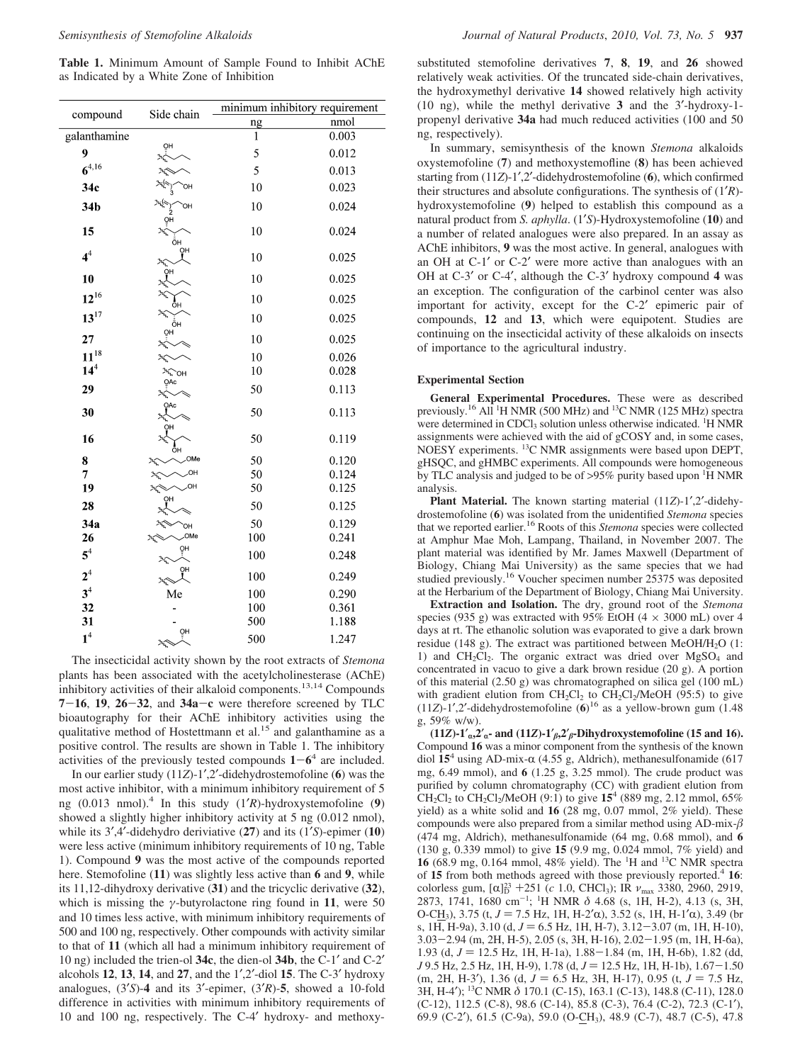**Table 1.** Minimum Amount of Sample Found to Inhibit AChE as Indicated by a White Zone of Inhibition

| compound | Side chain | minimum inhibitory requirement | |
|---|---|---|---|
| | | ng | nmol |
| galanthamine | | 1 | 0.003 |
| 9 | | 5 | 0.012 |
| 6[4,16] | | 5 | 0.013 |
| 34c | | 10 | 0.023 |
| 34b | | 10 | 0.024 |
| 15 | | 10 | 0.024 |
| 4[4] | | 10 | 0.025 |
| 10 | | 10 | 0.025 |
| 12[16] | | 10 | 0.025 |
| 13[17] | | 10 | 0.025 |
| 27 | | 10 | 0.025 |
| 11[18] | | 10 | 0.026 |
| 14[4] | | 10 | 0.028 |
| 29 | | 50 | 0.113 |
| 30 | | 50 | 0.113 |
| 16 | | 50 | 0.119 |
| 8 | | 50 | 0.120 |
| 7 | | 50 | 0.124 |
| 19 | | 50 | 0.125 |
| 28 | | 50 | 0.125 |
| 34a | | 50 | 0.129 |
| 26 | | 100 | 0.241 |
| 5[4] | | 100 | 0.248 |
| 2[4] | | 100 | 0.249 |
| 3[4] | Me | 100 | 0.290 |
| 32 | - | 100 | 0.361 |
| 31 | - | 500 | 1.188 |
| 1[4] | | 500 | 1.247 |

The insecticidal activity shown by the root extracts of *Stemona* plants has been associated with the acetylcholinesterase (AChE) inhibitory activities of their alkaloid components.[13,14] Compounds **7**–**16**, **19**, **26**–**32**, and **34a**–**c** were therefore screened by TLC bioautography for their AChE inhibitory activities using the qualitative method of Hostettmann et al.[15] and galanthamine as a positive control. The results are shown in Table 1. The inhibitory activities of the previously tested compounds **1**–**6**[4] are included.

In our earlier study (11*Z*)-1′,2′-didehydrostemofoline (**6**) was the most active inhibitor, with a minimum inhibitory requirement of 5 ng (0.013 nmol).[4] In this study (1′*R*)-hydroxystemofoline (**9**) showed a slightly higher inhibitory activity at 5 ng (0.012 nmol), while its 3′,4′-didehydro deriviative (**27**) and its (1′*S*)-epimer (**10**) were less active (minimum inhibitory requirements of 10 ng, Table 1). Compound **9** was the most active of the compounds reported here. Stemofoline (**11**) was slightly less active than **6** and **9**, while its 11,12-dihydroxy derivative (**31**) and the tricyclic derivative (**32**), which is missing the γ-butyrolactone ring found in **11**, were 50 and 10 times less active, with minimum inhibitory requirements of 500 and 100 ng, respectively. Other compounds with activity similar to that of **11** (which all had a minimum inhibitory requirement of 10 ng) included the trien-ol **34c**, the dien-ol **34b**, the C-1′ and C-2′ alcohols **12**, **13**, **14**, and **27**, and the 1′,2′-diol **15**. The C-3′ hydroxy analogues, (3′*S*)-**4** and its 3′-epimer, (3′*R*)-**5**, showed a 10-fold difference in activities with minimum inhibitory requirements of 10 and 100 ng, respectively. The C-4′ hydroxy- and methoxy-substituted stemofoline derivatives **7**, **8**, **19**, and **26** showed relatively weak activities. Of the truncated side-chain derivatives, the hydroxymethyl derivative **14** showed relatively high activity (10 ng), while the methyl derivative **3** and the 3′-hydroxy-1-propenyl derivative **34a** had much reduced activities (100 and 50 ng, respectively).

In summary, semisynthesis of the known *Stemona* alkaloids oxystemofoline (**7**) and methoxystemofline (**8**) has been achieved starting from (11*Z*)-1′,2′-didehydrostemofoline (**6**), which confirmed their structures and absolute configurations. The synthesis of (1′*R*)-hydroxystemofoline (**9**) helped to establish this compound as a natural product from *S. aphylla*. (1′*S*)-Hydroxystemofoline (**10**) and a number of related analogues were also prepared. In an assay as AChE inhibitors, **9** was the most active. In general, analogues with an OH at C-1′ or C-2′ were more active than analogues with an OH at C-3′ or C-4′, although the C-3′ hydroxy compound **4** was an exception. The configuration of the carbinol center was also important for activity, except for the C-2′ epimeric pair of compounds, **12** and **13**, which were equipotent. Studies are continuing on the insecticidal activity of these alkaloids on insects of importance to the agricultural industry.

## Experimental Section

**General Experimental Procedures.** These were as described previously.[16] All $^1$H NMR (500 MHz) and $^{13}$C NMR (125 MHz) spectra were determined in $CDCl_3$ solution unless otherwise indicated. $^1$H NMR assignments were achieved with the aid of gCOSY and, in some cases, NOESY experiments. $^{13}$C NMR assignments were based upon DEPT, gHSQC, and gHMBC experiments. All compounds were homogeneous by TLC analysis and judged to be of >95% purity based upon $^1$H NMR analysis.

**Plant Material.** The known starting material (11*Z*)-1′,2′-didehydrostemofoline (**6**) was isolated from the unidentified *Stemona* species that we reported earlier.[16] Roots of this *Stemona* species were collected at Amphur Mae Moh, Lampang, Thailand, in November 2007. The plant material was identified by Mr. James Maxwell (Department of Biology, Chiang Mai University) as the same species that we had studied previously.[16] Voucher specimen number 25375 was deposited at the Herbarium of the Department of Biology, Chiang Mai University.

**Extraction and Isolation.** The dry, ground root of the *Stemona* species (935 g) was extracted with 95% EtOH (4 × 3000 mL) over 4 days at rt. The ethanolic solution was evaporated to give a dark brown residue (148 g). The extract was partitioned between MeOH/$H_2O$ (1:1) and $CH_2Cl_2$. The organic extract was dried over $MgSO_4$ and concentrated in vacuo to give a dark brown residue (20 g). A portion of this material (2.50 g) was chromatographed on silica gel (100 mL) with gradient elution from $CH_2Cl_2$ to $CH_2Cl_2$/MeOH (95:5) to give (11*Z*)-1′,2′-didehydrostemofoline (**6**)[16] as a yellow-brown gum (1.48 g, 59% w/w).

**(11*Z*)-1′$_\alpha$,2′$_\alpha$- and (11*Z*)-1′$_\beta$,2′$_\beta$-Dihydroxystemofoline (15 and 16).** Compound **16** was a minor component from the synthesis of the known diol **15**[4] using AD-mix-α (4.55 g, Aldrich), methanesulfonamide (617 mg, 6.49 mmol), and **6** (1.25 g, 3.25 mmol). The crude product was purified by column chromatography (CC) with gradient elution from $CH_2Cl_2$ to $CH_2Cl_2$/MeOH (9:1) to give **15**[4] (889 mg, 2.12 mmol, 65% yield) as a white solid and **16** (28 mg, 0.07 mmol, 2% yield). These compounds were also prepared from a similar method using AD-mix-β (474 mg, Aldrich), methanesulfonamide (64 mg, 0.68 mmol), and **6** (130 g, 0.339 mmol) to give **15** (9.9 mg, 0.024 mmol, 7% yield) and **16** (68.9 mg, 0.164 mmol, 48% yield). The $^1$H and $^{13}$C NMR spectra of **15** from both methods agreed with those previously reported.[4] **16**: colorless gum, $[\alpha]^{23}_D$ +251 (*c* 1.0, $CHCl_3$); IR $\nu_{max}$ 3380, 2960, 2919, 2873, 1741, 1680 cm$^{-1}$; $^1$H NMR δ 4.68 (s, 1H, H-2), 4.13 (s, 3H, O-C$\underline{H}_3$), 3.75 (t, *J* = 7.5 Hz, 1H, H-2′α), 3.52 (s, 1H, H-1′α), 3.49 (br s, 1H, H-9a), 3.10 (d, *J* = 6.5 Hz, 1H, H-7), 3.12–3.07 (m, 1H, H-10), 3.03–2.94 (m, 2H, H-5), 2.05 (s, 3H, H-16), 2.02–1.95 (m, 1H, H-6a), 1.93 (d, *J* = 12.5 Hz, 1H, H-1a), 1.88–1.84 (m, 1H, H-6b), 1.82 (dd, *J* 9.5 Hz, 2.5 Hz, 1H, H-9), 1.78 (d, *J* = 12.5 Hz, 1H, H-1b), 1.67–1.50 (m, 2H, H-3′), 1.36 (d, *J* = 6.5 Hz, 3H, H-17), 0.95 (t, *J* = 7.5 Hz, 3H, H-4′); $^{13}$C NMR δ 170.1 (C-15), 163.1 (C-13), 148.8 (C-11), 128.0 (C-12), 112.5 (C-8), 98.6 (C-14), 85.8 (C-3), 76.4 (C-2), 72.3 (C-1′), 69.9 (C-2′), 61.5 (C-9a), 59.0 (O-$\underline{C}H_3$), 48.9 (C-7), 48.7 (C-5), 47.8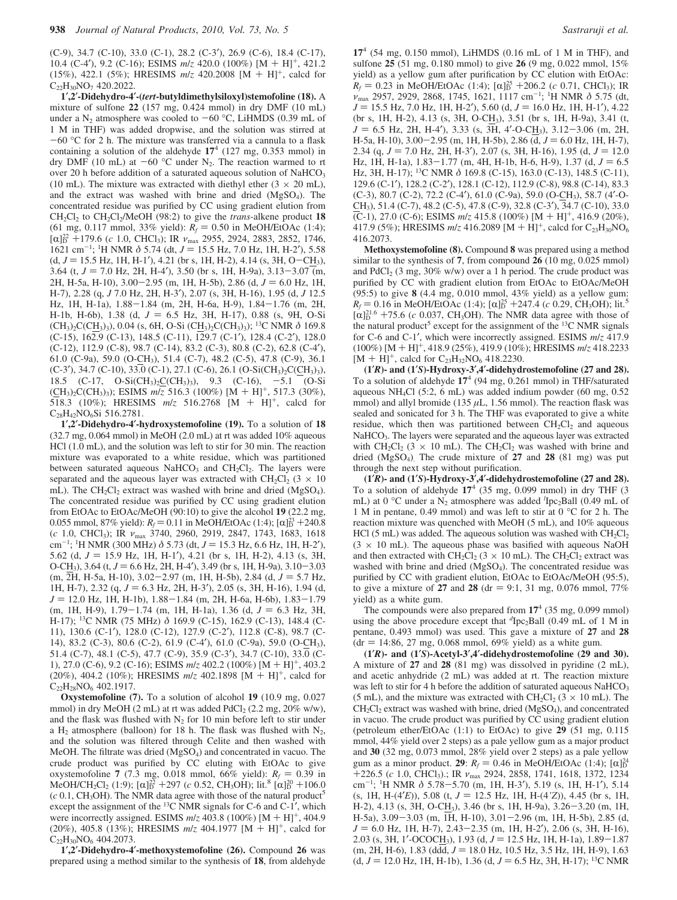(C-9), 34.7 (C-10), 33.0 (C-1), 28.2 (C-3′), 26.9 (C-6), 18.4 (C-17), 10.4 (C-4′), 9.2 (C-16); ESIMS *m*/*z* 420.0 (100%) [M + H]$^+$, 421.2 (15%), 422.1 (5%); HRESIMS *m*/*z* 420.2008 [M + H]$^+$, calcd for $C_{22}H_{30}NO_7$ 420.2022.

**1′,2′-Didehydro-4′-(*tert*-butyldimethylsiloxyl)stemofoline (18).** A mixture of sulfone **22** (157 mg, 0.424 mmol) in dry DMF (10 mL) under a $N_2$ atmosphere was cooled to −60 °C, LiHMDS (0.39 mL of 1 M in THF) was added dropwise, and the solution was stirred at −60 °C for 2 h. The mixture was transferred via a cannula to a flask containing a solution of the aldehyde **17**[4] (127 mg, 0.353 mmol) in dry DMF (10 mL) at −60 °C under $N_2$. The reaction warmed to rt over 20 h before addition of a saturated aqueous solution of $NaHCO_3$ (10 mL). The mixture was extracted with diethyl ether (3 × 20 mL), and the extract was washed with brine and dried ($MgSO_4$). The concentrated residue was purified by CC using gradient elution from $CH_2Cl_2$ to $CH_2Cl_2$/MeOH (98:2) to give the *trans*-alkene product **18** (61 mg, 0.117 mmol, 33% yield): $R_f$ = 0.50 in MeOH/EtOAc (1:4); $[\alpha]_D^{22}$ +179.6 (*c* 1.0, $CHCl_3$); IR $\nu_{max}$ 2955, 2924, 2883, 2852, 1746, 1621 cm$^{-1}$; $^1$H NMR δ 5.74 (dt, *J* = 15.5 Hz, 7.0 Hz, 1H, H-2′), 5.58 (d, *J* = 15.5 Hz, 1H, H-1′), 4.21 (br s, 1H, H-2), 4.14 (s, 3H, O−C$\underline{H}_3$), 3.64 (t, *J* = 7.0 Hz, 2H, H-4′), 3.50 (br s, 1H, H-9a), 3.13−3.07 (m, 2H, H-5a, H-10), 3.00−2.95 (m, 1H, H-5b), 2.86 (d, *J* = 6.0 Hz, 1H, H-7), 2.28 (q, *J* 7.0 Hz, 2H, H-3′), 2.07 (s, 3H, H-16), 1.95 (d, *J* 12.5 Hz, 1H, H-1a), 1.88−1.84 (m, 2H, H-6a, H-9), 1.84−1.76 (m, 2H, H-1b, H-6b), 1.38 (d, *J* = 6.5 Hz, 3H, H-17), 0.88 (s, 9H, O-Si $(CH_3)_2C(C\underline{H}_3)_3$), 0.04 (s, 6H, O-Si $(C\underline{H}_3)_2C(CH_3)_3$); $^{13}$C NMR δ 169.8 (C-15), 162.9 (C-13), 148.5 (C-11), 129.7 (C-1′), 128.4 (C-2′), 128.0 (C-12), 112.9 (C-8), 98.7 (C-14), 83.2 (C-3), 80.8 (C-2), 62.8 (C-4′), 61.0 (C-9a), 59.0 (O-$\underline{C}H_3$), 51.4 (C-7), 48.2 (C-5), 47.8 (C-9), 36.1 (C-3′), 34.7 (C-10), 33.0 (C-1), 27.1 (C-6), 26.1 (O-Si$(CH_3)_2C(\underline{C}H_3)_3$), 18.5 (C-17, O-Si$(CH_3)_2\underline{C}(CH_3)_3$), 9.3 (C-16), −5.1 (O-Si $(\underline{C}H_3)_2C(CH_3)_3$); ESIMS *m*/*z* 516.3 (100%) [M + H]$^+$, 517.3 (30%), 518.3 (10%); HRESIMS *m*/*z* 516.2768 [M + H]$^+$, calcd for $C_{28}H_{42}NO_6Si$ 516.2781.

**1′,2′-Didehydro-4′-hydroxystemofoline (19).** To a solution of **18** (32.7 mg, 0.064 mmol) in MeOH (2.0 mL) at rt was added 10% aqueous HCl (1.0 mL), and the solution was left to stir for 30 min. The reaction mixture was evaporated to a white residue, which was partitioned between saturated aqueous $NaHCO_3$ and $CH_2Cl_2$. The layers were separated and the aqueous layer was extracted with $CH_2Cl_2$ (3 × 10 mL). The $CH_2Cl_2$ extract was washed with brine and dried ($MgSO_4$). The concentrated residue was purified by CC using gradient elution from EtOAc to EtOAc/MeOH (90:10) to give the alcohol **19** (22.2 mg, 0.055 mmol, 87% yield): $R_f$ = 0.11 in MeOH/EtOAc (1:4); $[\alpha]_D^{23}$ +240.8 (*c* 1.0, $CHCl_3$); IR $\nu_{max}$ 3740, 2960, 2919, 2847, 1743, 1683, 1618 cm$^{-1}$; $^1$H NMR (300 MHz) δ 5.73 (dt, *J* = 15.3 Hz, 6.6 Hz, 1H, H-2′), 5.62 (d, *J* = 15.9 Hz, 1H, H-1′), 4.21 (br s, 1H, H-2), 4.13 (s, 3H, O-C$\underline{H}_3$), 3.64 (t, *J* = 6.6 Hz, 2H, H-4′), 3.49 (br s, 1H, H-9a), 3.10−3.03 (m, 2H, H-5a, H-10), 3.02−2.97 (m, 1H, H-5b), 2.84 (d, *J* = 5.7 Hz, 1H, H-7), 2.32 (q, *J* = 6.3 Hz, 2H, H-3′), 2.05 (s, 3H, H-16), 1.94 (d, *J* = 12.0 Hz, 1H, H-1b), 1.88−1.84 (m, 2H, H-6a, H-6b), 1.83−1.79 (m, 1H, H-9), 1.79−1.74 (m, 1H, H-1a), 1.36 (d, *J* = 6.3 Hz, 3H, H-17); $^{13}$C NMR (75 MHz) δ 169.9 (C-15), 162.9 (C-13), 148.4 (C-11), 130.6 (C-1′), 128.0 (C-12), 127.9 (C-2′), 112.8 (C-8), 98.7 (C-14), 83.2 (C-3), 80.6 (C-2), 61.9 (C-4′), 61.0 (C-9a), 59.0 (O-$\underline{C}H_3$), 51.4 (C-7), 48.1 (C-5), 47.7 (C-9), 35.9 (C-3′), 34.7 (C-10), 33.0 (C-1), 27.0 (C-6), 9.2 (C-16); ESIMS *m*/*z* 402.2 (100%) [M + H]$^+$, 403.2 (20%), 404.2 (10%); HRESIMS *m*/*z* 402.1898 [M + H]$^+$, calcd for $C_{22}H_{28}NO_6$ 402.1917.

**Oxystemofoline (7).** To a solution of alcohol **19** (10.9 mg, 0.027 mmol) in dry MeOH (2 mL) at rt was added $PdCl_2$ (2.2 mg, 20% w/w), and the flask was flushed with $N_2$ for 10 min before left to stir under a $H_2$ atmosphere (balloon) for 18 h. The flask was flushed with $N_2$, and the solution was filtered through Celite and then washed with MeOH. The filtrate was dried ($MgSO_4$) and concentrated in vacuo. The crude product was purified by CC eluting with EtOAc to give oxystemofoline **7** (7.3 mg, 0.018 mmol, 66% yield): $R_f$ = 0.39 in MeOH/$CH_2Cl_2$ (1:9); $[\alpha]_D^{22}$ +297 (*c* 0.52, $CH_3OH$); lit.[8] $[\alpha]_D^{20}$ +106.0 (*c* 0.1, $CH_3OH$). The NMR data agree with those of the natural product[5] except for the assignment of the $^{13}$C NMR signals for C-6 and C-1′, which were incorrectly assigned. ESIMS *m*/*z* 403.8 (100%) [M + H]$^+$, 404.9 (20%), 405.8 (13%); HRESIMS *m*/*z* 404.1977 [M + H]$^+$, calcd for $C_{22}H_{30}NO_6$ 404.2073.

**1′,2′-Didehydro-4′-methoxystemofoline (26).** Compound **26** was prepared using a method similar to the synthesis of **18**, from aldehyde **17**[4] (54 mg, 0.150 mmol), LiHMDS (0.16 mL of 1 M in THF), and sulfone **25** (51 mg, 0.180 mmol) to give **26** (9 mg, 0.022 mmol, 15% yield) as a yellow gum after purification by CC elution with EtOAc: $R_f$ = 0.23 in MeOH/EtOAc (1:4); $[\alpha]_D^{25}$ +206.2 (*c* 0.71, $CHCl_3$); IR $\nu_{max}$ 2957, 2929, 2868, 1745, 1621, 1117 cm$^{-1}$; $^1$H NMR δ 5.75 (dt, *J* = 15.5 Hz, 7.0 Hz, 1H, H-2′), 5.60 (d, *J* = 16.0 Hz, 1H, H-1′), 4.22 (br s, 1H, H-2), 4.13 (s, 3H, O-C$\underline{H}_3$), 3.51 (br s, 1H, H-9a), 3.41 (t, *J* = 6.5 Hz, 2H, H-4′), 3.33 (s, 3H, 4′-O-C$\underline{H}_3$), 3.12−3.06 (m, 2H, H-5a, H-10), 3.00−2.95 (m, 1H, H-5b), 2.86 (d, *J* = 6.0 Hz, 1H, H-7), 2.34 (q, *J* = 7.0 Hz, 2H, H-3′), 2.07 (s, 3H, H-16), 1.95 (d, *J* = 12.0 Hz, 1H, H-1a), 1.83−1.77 (m, 4H, H-1b, H-6, H-9), 1.37 (d, *J* = 6.5 Hz, 3H, H-17); $^{13}$C NMR δ 169.8 (C-15), 163.0 (C-13), 148.5 (C-11), 129.6 (C-1′), 128.2 (C-2′), 128.1 (C-12), 112.9 (C-8), 98.8 (C-14), 83.3 (C-3), 80.7 (C-2), 72.2 (C-4′), 61.0 (C-9a), 59.0 (O-$\underline{C}H_3$), 58.7 (4′-O-$\underline{C}H_3$), 51.4 (C-7), 48.2 (C-5), 47.8 (C-9), 32.8 (C-3′), 34.7 (C-10), 33.0 (C-1), 27.0 (C-6); ESIMS *m*/*z* 415.8 (100%) [M + H]$^+$, 416.9 (20%), 417.9 (5%); HRESIMS *m*/*z* 416.2089 [M + H]$^+$, calcd for $C_{23}H_{30}NO_6$ 416.2073.

**Methoxystemofoline (8).** Compound **8** was prepared using a method similar to the synthesis of **7**, from compound **26** (10 mg, 0.025 mmol) and $PdCl_2$ (3 mg, 30% w/w) over a 1 h period. The crude product was purified by CC with gradient elution from EtOAc to EtOAc/MeOH (95:5) to give **8** (4.4 mg, 0.010 mmol, 43% yield) as a yellow gum: $R_f$ = 0.16 in MeOH/EtOAc (1:4); $[\alpha]_D^{25}$ +247.4 (*c* 0.29, $CH_3OH$); lit.[5] $[\alpha]_D^{21.6}$ +75.6 (*c* 0.037, $CH_3OH$). The NMR data agree with those of the natural product[5] except for the assignment of the $^{13}$C NMR signals for C-6 and C-1′, which were incorrectly assigned. ESIMS *m*/*z* 417.9 (100%) [M + H]$^+$, 418.9 (25%), 419.9 (10%); HRESIMS *m*/*z* 418.2233 [M + H]$^+$, calcd for $C_{23}H_{32}NO_6$ 418.2230.

**(1′*R*)- and (1′*S*)-Hydroxy-3′,4′-didehydrostemofoline (27 and 28).** To a solution of aldehyde **17**[4] (94 mg, 0.261 mmol) in THF/saturated aqueous $NH_4Cl$ (5:2, 6 mL) was added indium powder (60 mg, 0.52 mmol) and allyl bromide (135 μL, 1.56 mmol). The reaction flask was sealed and sonicated for 3 h. The THF was evaporated to give a white residue, which then was partitioned between $CH_2Cl_2$ and aqueous $NaHCO_3$. The layers were separated and the aqueous layer was extracted with $CH_2Cl_2$ (3 × 10 mL). The $CH_2Cl_2$ was washed with brine and dried ($MgSO_4$). The crude mixture of **27** and **28** (81 mg) was put through the next step without purification.

**(1′*R*)- and (1′*S*)-Hydroxy-3′,4′-didehydrostemofoline (27 and 28).** To a solution of aldehyde **17**[4] (35 mg, 0.099 mmol) in dry THF (3 mL) at 0 °C under a $N_2$ atmosphere was added $^l$Ipc$_2$Ball (0.49 mL of 1 M in pentane, 0.49 mmol) and was left to stir at 0 °C for 2 h. The reaction mixture was quenched with MeOH (5 mL), and 10% aqueous HCl (5 mL) was added. The aqueous solution was washed with $CH_2Cl_2$ (3 × 10 mL). The aqueous phase was basified with aqueous NaOH and then extracted with $CH_2Cl_2$ (3 × 10 mL). The $CH_2Cl_2$ extract was washed with brine and dried ($MgSO_4$). The concentrated residue was purified by CC with gradient elution, EtOAc to EtOAc/MeOH (95:5), to give a mixture of **27** and **28** (dr = 9:1, 31 mg, 0.076 mmol, 77% yield) as a white gum.

The compounds were also prepared from **17**[4] (35 mg, 0.099 mmol) using the above procedure except that $^d$Ipc$_2$Ball (0.49 mL of 1 M in pentane, 0.493 mmol) was used. This gave a mixture of **27** and **28** (dr = 14:86, 27 mg, 0.068 mmol, 69% yield) as a white gum.

**(1′*R*)- and (1′*S*)-Acetyl-3′,4′-didehydrostemofoline (29 and 30).** A mixture of **27** and **28** (81 mg) was dissolved in pyridine (2 mL), and acetic anhydride (2 mL) was added at rt. The reaction mixture was left to stir for 4 h before the addition of saturated aqueous $NaHCO_3$ (5 mL), and the mixture was extracted with $CH_2Cl_2$ (3 × 10 mL). The $CH_2Cl_2$ extract was washed with brine, dried ($MgSO_4$), and concentrated in vacuo. The crude product was purified by CC using gradient elution (petroleum ether/EtOAc (1:1) to EtOAc) to give **29** (51 mg, 0.115 mmol, 44% yield over 2 steps) as a pale yellow gum as a major product and **30** (32 mg, 0.073 mmol, 28% yield over 2 steps) as a pale yellow gum as a minor product. **29**: $R_f$ = 0.46 in MeOH/EtOAc (1:4); $[\alpha]_D^{24}$ +226.5 (*c* 1.0, $CHCl_3$).; IR $\nu_{max}$ 2924, 2858, 1741, 1618, 1372, 1234 cm$^{-1}$; $^1$H NMR δ 5.78−5.70 (m, 1H, H-3′), 5.19 (s, 1H, H-1′), 5.14 (s, 1H, H-(4′*E*)), 5.08 (t, *J* = 12.5 Hz, 1H, H-(4′*Z*)), 4.45 (br s, 1H, H-2), 4.13 (s, 3H, O-C$\underline{H}_3$), 3.46 (br s, 1H, H-9a), 3.26−3.20 (m, 1H, H-5a), 3.09−3.03 (m, 1H, H-10), 3.01−2.96 (m, 1H, H-5b), 2.85 (d, *J* = 6.0 Hz, 1H, H-7), 2.43−2.35 (m, 1H, H-2′), 2.06 (s, 3H, H-16), 2.03 (s, 3H, 1′-OCOC$\underline{H}_3$), 1.93 (d, *J* = 12.5 Hz, 1H, H-1a), 1.89−1.87 (m, 2H, H-6), 1.83 (ddd, *J* = 18.0 Hz, 10.5 Hz, 3.5 Hz, 1H, H-9), 1.63 (d, *J* = 12.0 Hz, 1H, H-1b), 1.36 (d, *J* = 6.5 Hz, 3H, H-17); $^{13}$C NMR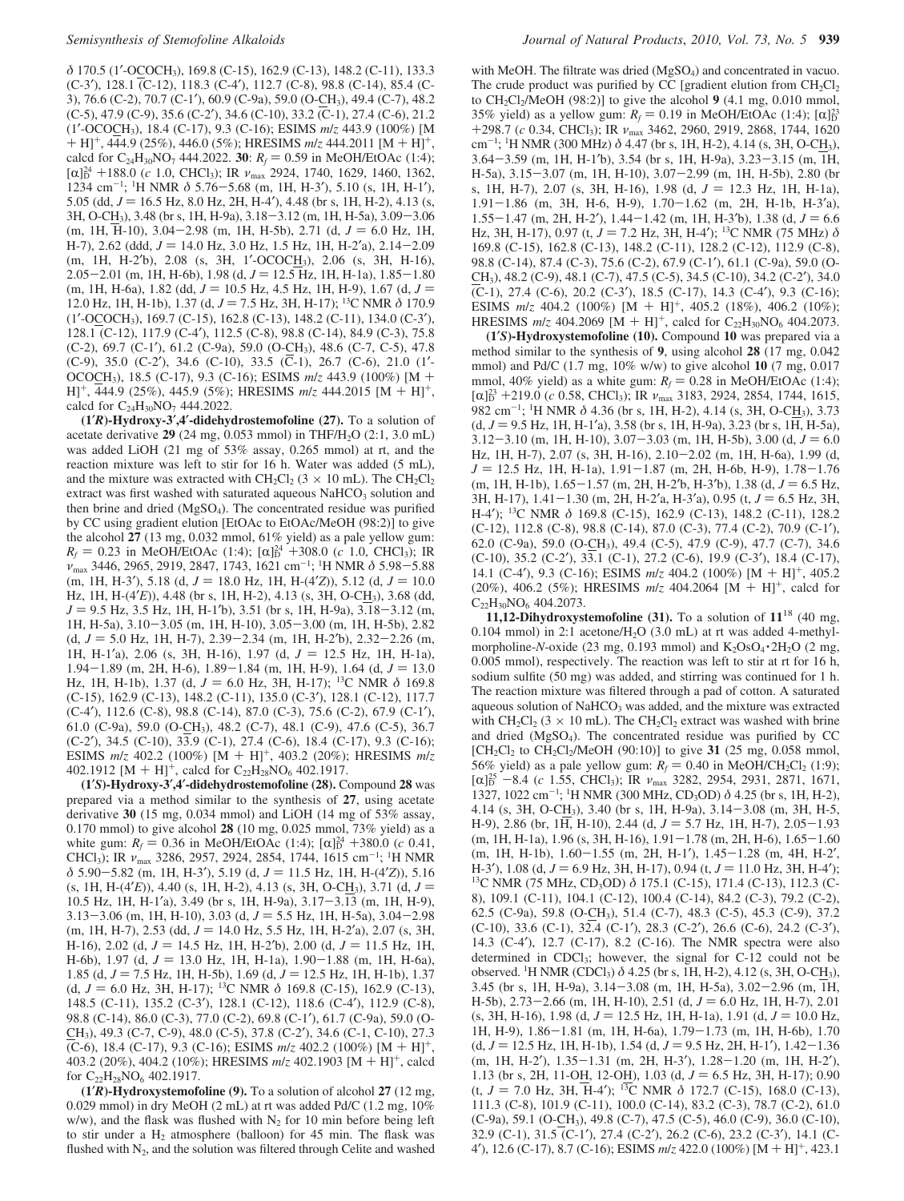δ 170.5 (1′-OCOCH$_3$), 169.8 (C-15), 162.9 (C-13), 148.2 (C-11), 133.3 (C-3′), 128.1 (C-12), 118.3 (C-4′), 112.7 (C-8), 98.8 (C-14), 85.4 (C-3), 76.6 (C-2), 70.7 (C-1′), 60.9 (C-9a), 59.0 (O-CH$_3$), 49.4 (C-7), 48.2 (C-5), 47.9 (C-9), 35.6 (C-2′), 34.6 (C-10), 33.2 (C-1), 27.4 (C-6), 21.2 (1′-OCOCH$_3$), 18.4 (C-17), 9.3 (C-16); ESIMS $m/z$ 443.9 (100%) [M + H]$^+$, 444.9 (25%), 446.0 (5%); HRESIMS $m/z$ 444.2011 [M + H]$^+$, calcd for $C_{24}H_{30}NO_7$ 444.2022. **30**: $R_f$ = 0.59 in MeOH/EtOAc (1:4); $[\alpha]^{24}_D$ +188.0 ($c$ 1.0, $CHCl_3$); IR $\nu_{max}$ 2924, 1740, 1629, 1460, 1362, 1234 cm$^{-1}$; $^1$H NMR δ 5.76−5.68 (m, 1H, H-3′), 5.10 (s, 1H, H-1′), 5.05 (dd, $J$ = 16.5 Hz, 8.0 Hz, 2H, H-4′), 4.48 (br s, 1H, H-2), 4.13 (s, 3H, O-CH$_3$), 3.48 (br s, 1H, H-9a), 3.18−3.12 (m, 1H, H-5a), 3.09−3.06 (m, 1H, H-10), 3.04−2.98 (m, 1H, H-5b), 2.71 (d, $J$ = 6.0 Hz, 1H, H-7), 2.62 (ddd, $J$ = 14.0 Hz, 3.0 Hz, 1.5 Hz, 1H, H-2′a), 2.14−2.09 (m, 1H, H-2′b), 2.08 (s, 3H, 1′-OCOCH$_3$), 2.06 (s, 3H, H-16), 2.05−2.01 (m, 1H, H-6b), 1.98 (d, $J$ = 12.5 Hz, 1H, H-1a), 1.85−1.80 (m, 1H, H-6a), 1.82 (dd, $J$ = 10.5 Hz, 4.5 Hz, 1H, H-9), 1.67 (d, $J$ = 12.0 Hz, 1H, H-1b), 1.37 (d, $J$ = 7.5 Hz, 3H, H-17); $^{13}$C NMR δ 170.9 (1′-OCOCH$_3$), 169.7 (C-15), 162.8 (C-13), 148.2 (C-11), 134.0 (C-3′), 128.1 (C-12), 117.9 (C-4′), 112.5 (C-8), 98.8 (C-14), 84.9 (C-3), 75.8 (C-2), 69.7 (C-1′), 61.2 (C-9a), 59.0 (O-CH$_3$), 48.6 (C-7, C-5), 47.8 (C-9), 35.0 (C-2′), 34.6 (C-10), 33.5 (C-1), 26.7 (C-6), 21.0 (1′-OCOCH$_3$), 18.5 (C-17), 9.3 (C-16); ESIMS $m/z$ 443.9 (100%) [M + H]$^+$, 444.9 (25%), 445.9 (5%); HRESIMS $m/z$ 444.2015 [M + H]$^+$, calcd for $C_{24}H_{30}NO_7$ 444.2022.

**(1′R)-Hydroxy-3′,4′-didehydrostemofoline (27).** To a solution of acetate derivative **29** (24 mg, 0.053 mmol) in THF/$H_2O$ (2:1, 3.0 mL) was added LiOH (21 mg of 53% assay, 0.265 mmol) at rt, and the reaction mixture was left to stir for 16 h. Water was added (5 mL), and the mixture was extracted with $CH_2Cl_2$ (3 × 10 mL). The $CH_2Cl_2$ extract was first washed with saturated aqueous $NaHCO_3$ solution and then brine and dried ($MgSO_4$). The concentrated residue was purified by CC using gradient elution [EtOAc to EtOAc/MeOH (98:2)] to give the alcohol **27** (13 mg, 0.032 mmol, 61% yield) as a pale yellow gum: $R_f$ = 0.23 in MeOH/EtOAc (1:4); $[\alpha]^{24}_D$ +308.0 ($c$ 1.0, $CHCl_3$); IR $\nu_{max}$ 3446, 2965, 2919, 2847, 1743, 1621 cm$^{-1}$; $^1$H NMR δ 5.98−5.88 (m, 1H, H-3′), 5.18 (d, $J$ = 18.0 Hz, 1H, H-(4′Z)), 5.12 (d, $J$ = 10.0 Hz, 1H, H-(4′E)), 4.48 (br s, 1H, H-2), 4.13 (s, 3H, O-CH$_3$), 3.68 (dd, $J$ = 9.5 Hz, 3.5 Hz, 1H, H-1′b), 3.51 (br s, 1H, H-9a), 3.18−3.12 (m, 1H, H-5a), 3.10−3.05 (m, 1H, H-10), 3.05−3.00 (m, 1H, H-5b), 2.82 (d, $J$ = 5.0 Hz, 1H, H-7), 2.39−2.34 (m, 1H, H-2′b), 2.32−2.26 (m, 1H, H-1′a), 2.06 (s, 3H, H-16), 1.97 (d, $J$ = 12.5 Hz, 1H, H-1a), 1.94−1.89 (m, 2H, H-6), 1.89−1.84 (m, 1H, H-9), 1.64 (d, $J$ = 13.0 Hz, 1H, H-1b), 1.37 (d, $J$ = 6.0 Hz, 3H, H-17); $^{13}$C NMR δ 169.8 (C-15), 162.9 (C-13), 148.2 (C-11), 135.0 (C-3′), 128.1 (C-12), 117.7 (C-4′), 112.6 (C-8), 98.8 (C-14), 87.0 (C-3), 75.6 (C-2), 67.9 (C-1′), 61.0 (C-9a), 59.0 (O-CH$_3$), 48.2 (C-7), 48.1 (C-9), 47.6 (C-5), 36.7 (C-2′), 34.5 (C-10), 33.9 (C-1), 27.4 (C-6), 18.4 (C-17), 9.3 (C-16); ESIMS $m/z$ 402.2 (100%) [M + H]$^+$, 403.2 (20%); HRESIMS $m/z$ 402.1912 [M + H]$^+$, calcd for $C_{22}H_{28}NO_6$ 402.1917.

**(1′S)-Hydroxy-3′,4′-didehydrostemofoline (28).** Compound **28** was prepared via a method similar to the synthesis of **27**, using acetate derivative **30** (15 mg, 0.034 mmol) and LiOH (14 mg of 53% assay, 0.170 mmol) to give alcohol **28** (10 mg, 0.025 mmol, 73% yield) as a white gum: $R_f$ = 0.36 in MeOH/EtOAc (1:4); $[\alpha]^{24}_D$ +380.0 ($c$ 0.41, $CHCl_3$); IR $\nu_{max}$ 3286, 2957, 2924, 2854, 1744, 1615 cm$^{-1}$; $^1$H NMR δ 5.90−5.82 (m, 1H, H-3′), 5.19 (d, $J$ = 11.5 Hz, 1H, H-(4′Z)), 5.16 (s, 1H, H-(4′E)), 4.40 (s, 1H, H-2), 4.13 (s, 3H, O-CH$_3$), 3.71 (d, $J$ = 10.5 Hz, 1H, H-1′a), 3.49 (br s, 1H, H-9a), 3.17−3.13 (m, 1H, H-9), 3.13−3.06 (m, 1H, H-10), 3.03 (d, $J$ = 5.5 Hz, 1H, H-5a), 3.04−2.98 (m, 1H, H-7), 2.53 (dd, $J$ = 14.0 Hz, 5.5 Hz, 1H, H-2′a), 2.07 (s, 3H, H-16), 2.02 (d, $J$ = 14.5 Hz, 1H, H-2′b), 2.00 (d, $J$ = 11.5 Hz, 1H, H-6b), 1.97 (d, $J$ = 13.0 Hz, 1H, H-1a), 1.90−1.88 (m, 1H, H-6a), 1.85 (d, $J$ = 7.5 Hz, 1H, H-5b), 1.69 (d, $J$ = 12.5 Hz, 1H, H-1b), 1.37 (d, $J$ = 6.0 Hz, 3H, H-17); $^{13}$C NMR δ 169.8 (C-15), 162.9 (C-13), 148.5 (C-11), 135.2 (C-3′), 128.1 (C-12), 118.6 (C-4′), 112.9 (C-8), 98.8 (C-14), 86.0 (C-3), 77.0 (C-2), 69.8 (C-1′), 61.7 (C-9a), 59.0 (O-CH$_3$), 49.3 (C-7, C-9), 48.0 (C-5), 37.8 (C-2′), 34.6 (C-1, C-10), 27.3 (C-6), 18.4 (C-17), 9.3 (C-16); ESIMS $m/z$ 402.2 (100%) [M + H]$^+$, 403.2 (20%), 404.2 (10%); HRESIMS $m/z$ 402.1903 [M + H]$^+$, calcd for $C_{22}H_{28}NO_6$ 402.1917.

**(1′R)-Hydroxystemofoline (9).** To a solution of alcohol **27** (12 mg, 0.029 mmol) in dry MeOH (2 mL) at rt was added Pd/C (1.2 mg, 10% w/w), and the flask was flushed with $N_2$ for 10 min before being left to stir under a $H_2$ atmosphere (balloon) for 45 min. The flask was flushed with $N_2$, and the solution was filtered through Celite and washed with MeOH. The filtrate was dried ($MgSO_4$) and concentrated in vacuo. The crude product was purified by CC [gradient elution from $CH_2Cl_2$ to $CH_2Cl_2$/MeOH (98:2)] to give the alcohol **9** (4.1 mg, 0.010 mmol, 35% yield) as a yellow gum: $R_f$ = 0.19 in MeOH/EtOAc (1:4); $[\alpha]^{23}_D$ +298.7 ($c$ 0.34, $CHCl_3$); IR $\nu_{max}$ 3462, 2960, 2919, 2868, 1744, 1620 cm$^{-1}$; $^1$H NMR (300 MHz) δ 4.47 (br s, 1H, H-2), 4.14 (s, 3H, O-CH$_3$), 3.64−3.59 (m, 1H, H-1′b), 3.54 (br s, 1H, H-9a), 3.23−3.15 (m, 1H, H-5a), 3.15−3.07 (m, 1H, H-10), 3.07−2.99 (m, 1H, H-5b), 2.80 (br s, 1H, H-7), 2.07 (s, 3H, H-16), 1.98 (d, $J$ = 12.3 Hz, 1H, H-1a), 1.91−1.86 (m, 3H, H-6, H-9), 1.70−1.62 (m, 2H, H-1b, H-3′a), 1.55−1.47 (m, 2H, H-2′), 1.44−1.42 (m, 1H, H-3′b), 1.38 (d, $J$ = 6.6 Hz, 3H, H-17), 0.97 (t, $J$ = 7.2 Hz, 3H, H-4′); $^{13}$C NMR (75 MHz) δ 169.8 (C-15), 162.8 (C-13), 148.2 (C-11), 128.2 (C-12), 112.9 (C-8), 98.8 (C-14), 87.4 (C-3), 75.6 (C-2), 67.9 (C-1′), 61.1 (C-9a), 59.0 (O-CH$_3$), 48.1 (C-7), 47.5 (C-5), 34.5 (C-10), 34.2 (C-9), 34.0 (C-1), 27.4 (C-6), 20.2 (C-3′), 18.5 (C-17), 14.3 (C-4′), 9.3 (C-16); ESIMS $m/z$ 404.2 (100%) [M + H]$^+$, 405.2 (18%), 406.2 (10%); HRESIMS $m/z$ 404.2069 [M + H]$^+$, calcd for $C_{22}H_{30}NO_6$ 404.2073.

**(1′S)-Hydroxystemofoline (10).** Compound **10** was prepared via a method similar to the synthesis of **9**, using alcohol **28** (17 mg, 0.042 mmol) and Pd/C (1.7 mg, 10% w/w) to give alcohol **10** (7 mg, 0.017 mmol, 40% yield) as a white gum: $R_f$ = 0.28 in MeOH/EtOAc (1:4); $[\alpha]^{23}_D$ +219.0 ($c$ 0.58, $CHCl_3$); IR $\nu_{max}$ 3183, 2924, 2854, 1744, 1615, 982 cm$^{-1}$; $^1$H NMR δ 4.36 (br s, 1H, H-2), 4.14 (s, 3H, O-CH$_3$), 3.73 (d, $J$ = 9.5 Hz, 1H, H-1′a), 3.58 (br s, 1H, H-9a), 3.23 (br s, 1H, H-5a), 3.12−3.10 (m, 1H, H-10), 3.07−3.03 (m, 1H, H-5b), 3.00 (d, $J$ = 6.0 Hz, 1H, H-7), 2.07 (s, 3H, H-16), 2.10−2.02 (m, 1H, H-6a), 1.99 (d, $J$ = 12.5 Hz, 1H, H-1a), 1.91−1.87 (m, 2H, H-6b, H-9), 1.78−1.76 (m, 1H, H-1b), 1.65−1.57 (m, 2H, H-2′b, H-3′b), 1.38 (d, $J$ = 6.5 Hz, 3H, H-17), 1.41−1.30 (m, 2H, H-2′a, H-3′a), 0.95 (t, $J$ = 6.5 Hz, 3H, H-4′); $^{13}$C NMR δ 169.8 (C-15), 162.9 (C-13), 148.2 (C-11), 128.2 (C-12), 112.8 (C-8), 98.8 (C-14), 87.0 (C-3), 77.4 (C-2), 70.9 (C-1′), 62.0 (C-9a), 59.0 (O-CH$_3$), 49.4 (C-5), 47.9 (C-9), 47.7 (C-7), 34.6 (C-10), 35.2 (C-2′), 33.1 (C-1), 27.2 (C-6), 19.9 (C-3′), 18.4 (C-17), 14.1 (C-4′), 9.3 (C-16); ESIMS $m/z$ 404.2 (100%) [M + H]$^+$, 405.2 (20%), 406.2 (5%); HRESIMS $m/z$ 404.2064 [M + H]$^+$, calcd for $C_{22}H_{30}NO_6$ 404.2073.

**11,12-Dihydroxystemofoline (31).** To a solution of **11**[18] (40 mg, 0.104 mmol) in 2:1 acetone/$H_2O$ (3.0 mL) at rt was added 4-methylmorpholine-$N$-oxide (23 mg, 0.193 mmol) and $K_2OsO_4 \cdot 2H_2O$ (2 mg, 0.005 mmol), respectively. The reaction was left to stir at rt for 16 h, sodium sulfite (50 mg) was added, and stirring was continued for 1 h. The reaction mixture was filtered through a pad of cotton. A saturated aqueous solution of $NaHCO_3$ was added, and the mixture was extracted with $CH_2Cl_2$ (3 × 10 mL). The $CH_2Cl_2$ extract was washed with brine and dried ($MgSO_4$). The concentrated residue was purified by CC [$CH_2Cl_2$ to $CH_2Cl_2$/MeOH (90:10)] to give **31** (25 mg, 0.058 mmol, 56% yield) as a pale yellow gum: $R_f$ = 0.40 in MeOH/$CH_2Cl_2$ (1:9); $[\alpha]^{25}_D$ −8.4 ($c$ 1.55, $CHCl_3$); IR $\nu_{max}$ 3282, 2954, 2931, 2871, 1671, 1327, 1022 cm$^{-1}$; $^1$H NMR (300 MHz, $CD_3OD$) δ 4.25 (br s, 1H, H-2), 4.14 (s, 3H, O-CH$_3$), 3.40 (br s, 1H, H-9a), 3.14−3.08 (m, 3H, H-5, H-9), 2.86 (br, 1H, H-10), 2.44 (d, $J$ = 5.7 Hz, 1H, H-7), 2.05−1.93 (m, 1H, H-1a), 1.96 (s, 3H, H-16), 1.91−1.78 (m, 2H, H-6), 1.65−1.60 (m, 1H, H-1b), 1.60−1.55 (m, 2H, H-1′), 1.45−1.28 (m, 4H, H-2′, H-3′), 1.08 (d, $J$ = 6.9 Hz, 3H, H-17), 0.94 (t, $J$ = 11.0 Hz, 3H, H-4′); $^{13}$C NMR (75 MHz, $CD_3OD$) δ 175.1 (C-15), 171.4 (C-13), 112.3 (C-8), 109.1 (C-11), 104.1 (C-12), 100.4 (C-14), 84.2 (C-3), 79.2 (C-2), 62.5 (C-9a), 59.8 (O-CH$_3$), 51.4 (C-7), 48.3 (C-5), 45.3 (C-9), 37.2 (C-10), 33.6 (C-1), 32.4 (C-1′), 28.3 (C-2′), 26.6 (C-6), 24.2 (C-3′), 14.3 (C-4′), 12.7 (C-17), 8.2 (C-16). The NMR spectra were also determined in $CDCl_3$; however, the signal for C-12 could not be observed. $^1$H NMR ($CDCl_3$) δ 4.25 (br s, 1H, H-2), 4.12 (s, 3H, O-CH$_3$), 3.45 (br s, 1H, H-9a), 3.14−3.08 (m, 1H, H-5a), 3.02−2.96 (m, 1H, H-5b), 2.73−2.66 (m, 1H, H-10), 2.51 (d, $J$ = 6.0 Hz, 1H, H-7), 2.01 (s, 3H, H-16), 1.98 (d, $J$ = 12.5 Hz, 1H, H-1a), 1.91 (d, $J$ = 10.0 Hz, 1H, H-9), 1.86−1.81 (m, 1H, H-6a), 1.79−1.73 (m, 1H, H-6b), 1.70 (d, $J$ = 12.5 Hz, 1H, H-1b), 1.54 (d, $J$ = 9.5 Hz, 2H, H-1′), 1.42−1.36 (m, 1H, H-2′), 1.35−1.31 (m, 2H, H-3′), 1.28−1.20 (m, 1H, H-2′), 1.13 (br s, 2H, 11-OH, 12-OH), 1.03 (d, $J$ = 6.5 Hz, 3H, H-17); 0.90 (t, $J$ = 7.0 Hz, 3H, H-4′); $^{13}$C NMR δ 172.7 (C-15), 168.0 (C-13), 111.3 (C-8), 101.9 (C-11), 100.0 (C-14), 83.2 (C-3), 78.7 (C-2), 61.0 (C-9a), 59.1 (O-CH$_3$), 49.8 (C-7), 47.5 (C-5), 46.0 (C-9), 36.0 (C-10), 32.9 (C-1), 31.5 (C-1′), 27.4 (C-2′), 26.2 (C-6), 23.2 (C-3′), 14.1 (C-4′), 12.6 (C-17), 8.7 (C-16); ESIMS $m/z$ 422.0 (100%) [M + H]$^+$, 423.1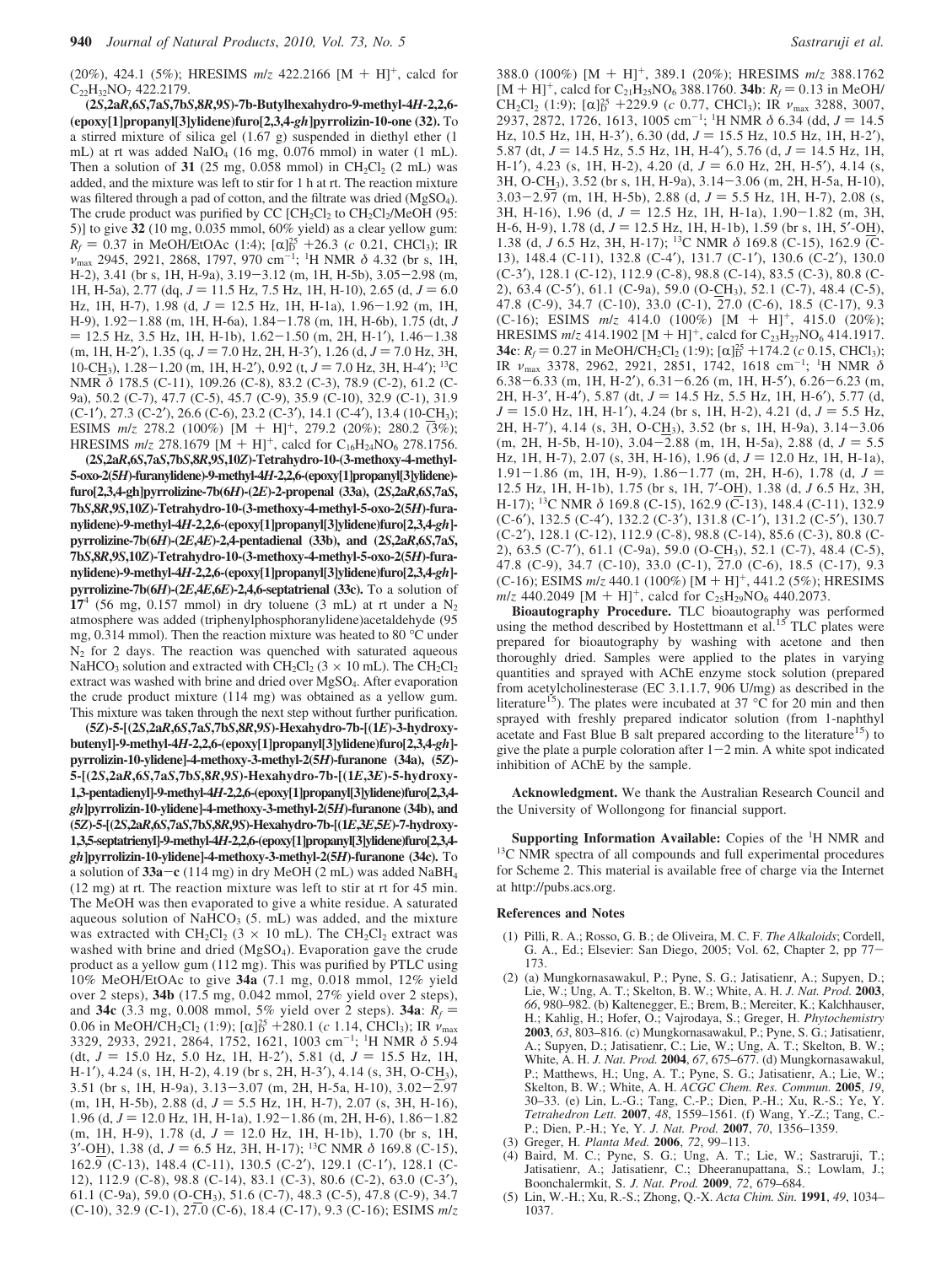(20%), 424.1 (5%); HRESIMS *m/z* 422.2166 [M + H]+, calcd for $C_{22}H_{32}NO_7$ 422.2179.

**(2*S*,2a*R*,6*S*,7a*S*,7b*S*,8*R*,9*S*)-7b-Butylhexahydro-9-methyl-4*H*-2,2,6-(epoxy[1]propanyl[3]ylidene)furo[2,3,4-*gh*]pyrrolizin-10-one (32).** To a stirred mixture of silica gel (1.67 g) suspended in diethyl ether (1 mL) at rt was added $NaIO_4$ (16 mg, 0.076 mmol) in water (1 mL). Then a solution of **31** (25 mg, 0.058 mmol) in $CH_2Cl_2$ (2 mL) was added, and the mixture was left to stir for 1 h at rt. The reaction mixture was filtered through a pad of cotton, and the filtrate was dried ($MgSO_4$). The crude product was purified by CC [$CH_2Cl_2$ to $CH_2Cl_2$/MeOH (95:5)] to give **32** (10 mg, 0.035 mmol, 60% yield) as a clear yellow gum: $R_f$ = 0.37 in MeOH/EtOAc (1:4); $[\alpha]_D^{25}$ +26.3 (*c* 0.21, $CHCl_3$); IR $\nu_{max}$ 2945, 2921, 2868, 1797, 970 cm$^{-1}$; $^1$H NMR δ 4.32 (br s, 1H, H-2), 3.41 (br s, 1H, H-9a), 3.19−3.12 (m, 1H, H-5b), 3.05−2.98 (m, 1H, H-5a), 2.77 (dq, *J* = 11.5 Hz, 7.5 Hz, 1H, H-10), 2.65 (d, *J* = 6.0 Hz, 1H, H-7), 1.98 (d, *J* = 12.5 Hz, 1H, H-1a), 1.96−1.92 (m, 1H, H-9), 1.92−1.88 (m, 1H, H-6a), 1.84−1.78 (m, 1H, H-6b), 1.75 (dt, *J* = 12.5 Hz, 3.5 Hz, 1H, H-1b), 1.62−1.50 (m, 2H, H-1′), 1.46−1.38 (m, 1H, H-2′), 1.35 (q, *J* = 7.0 Hz, 2H, H-3′), 1.26 (d, *J* = 7.0 Hz, 3H, 10-C$\underline{H}_3$), 1.28−1.20 (m, 1H, H-2′), 0.92 (t, *J* = 7.0 Hz, 3H, H-4′); $^{13}$C NMR δ 178.5 (C-11), 109.26 (C-8), 83.2 (C-3), 78.9 (C-2), 61.2 (C-9a), 50.2 (C-7), 47.7 (C-5), 45.7 (C-9), 35.9 (C-10), 32.9 (C-1), 31.9 (C-1′), 27.3 (C-2′), 26.6 (C-6), 23.2 (C-3′), 14.1 (C-4′), 13.4 (10-$\underline{C}H_3$); ESIMS *m/z* 278.2 (100%) [M + H]+, 279.2 (20%); 280.2 (3%); HRESIMS *m/z* 278.1679 [M + H]+, calcd for $C_{16}H_{24}NO_6$ 278.1756.

**(2*S*,2a*R*,6*S*,7a*S*,7b*S*,8*R*,9*S*,10*Z*)-Tetrahydro-10-(3-methoxy-4-methyl-5-oxo-2(5*H*)-furanylidene)-9-methyl-4*H*-2,2,6-(epoxy[1]propanyl[3]ylidene)furo[2,3,4-*gh*]pyrrolizine-7b(6*H*)-(2*E*)-2-propenal (33a), (2*S*,2a*R*,6*S*,7a*S*,7b*S*,8*R*,9*S*,10*Z*)-Tetrahydro-10-(3-methoxy-4-methyl-5-oxo-2(5*H*)-furanylidene)-9-methyl-4*H*-2,2,6-(epoxy[1]propanyl[3]ylidene)furo[2,3,4-*gh*]pyrrolizine-7b(6*H*)-(2*E*,4*E*)-2,4-pentadienal (33b), and (2*S*,2a*R*,6*S*,7a*S*,7b*S*,8*R*,9*S*,10*Z*)-Tetrahydro-10-(3-methoxy-4-methyl-5-oxo-2(5*H*)-furanylidene)-9-methyl-4*H*-2,2,6-(epoxy[1]propanyl[3]ylidene)furo[2,3,4-*gh*]pyrrolizine-7b(6*H*)-(2*E*,4*E*,6*E*)-2,4,6-septatrienal (33c).** To a solution of **17**[4] (56 mg, 0.157 mmol) in dry toluene (3 mL) at rt under a $N_2$ atmosphere was added (triphenylphosphoranylidene)acetaldehyde (95 mg, 0.314 mmol). Then the reaction mixture was heated to 80 °C under $N_2$ for 2 days. The reaction was quenched with saturated aqueous $NaHCO_3$ solution and extracted with $CH_2Cl_2$ (3 × 10 mL). The $CH_2Cl_2$ extract was washed with brine and dried over $MgSO_4$. After evaporation the crude product mixture (114 mg) was obtained as a yellow gum. This mixture was taken through the next step without further purification.

**(5*Z*)-5-[(2*S*,2a*R*,6*S*,7a*S*,7b*S*,8*R*,9*S*)-Hexahydro-7b-[(1*E*)-3-hydroxybutenyl]-9-methyl-4*H*-2,2,6-(epoxy[1]propanyl[3]ylidene)furo[2,3,4-*gh*]pyrrolizin-10-ylidene]-4-methoxy-3-methyl-2(5*H*)-furanone (34a), (5*Z*)-5-[(2*S*,2a*R*,6*S*,7a*S*,7b*S*,8*R*,9*S*)-Hexahydro-7b-[(1*E*,3*E*)-5-hydroxy-1,3-pentadienyl]-9-methyl-4*H*-2,2,6-(epoxy[1]propanyl[3]ylidene)furo[2,3,4-*gh*]pyrrolizin-10-ylidene]-4-methoxy-3-methyl-2(5*H*)-furanone (34b), and (5*Z*)-5-[(2*S*,2a*R*,6*S*,7a*S*,7b*S*,8*R*,9*S*)-Hexahydro-7b-[(1*E*,3*E*,5*E*)-7-hydroxy-1,3,5-septatrienyl]-9-methyl-4*H*-2,2,6-(epoxy[1]propanyl[3]ylidene)furo[2,3,4-*gh*]pyrrolizin-10-ylidene]-4-methoxy-3-methyl-2(5*H*)-furanone (34c).** To a solution of **33a**−**c** (114 mg) in dry MeOH (2 mL) was added $NaBH_4$ (12 mg) at rt. The reaction mixture was left to stir at rt for 45 min. The MeOH was then evaporated to give a white residue. A saturated aqueous solution of $NaHCO_3$ (5. mL) was added, and the mixture was extracted with $CH_2Cl_2$ (3 × 10 mL). The $CH_2Cl_2$ extract was washed with brine and dried ($MgSO_4$). Evaporation gave the crude product as a yellow gum (112 mg). This was purified by PTLC using 10% MeOH/EtOAc to give **34a** (7.1 mg, 0.018 mmol, 12% yield over 2 steps), **34b** (17.5 mg, 0.042 mmol, 27% yield over 2 steps), and **34c** (3.3 mg, 0.008 mmol, 5% yield over 2 steps). **34a**: $R_f$ = 0.06 in MeOH/$CH_2Cl_2$ (1:9); $[\alpha]_D^{25}$ +280.1 (*c* 1.14, $CHCl_3$); IR $\nu_{max}$ 3329, 2933, 2921, 2864, 1752, 1621, 1003 cm$^{-1}$; $^1$H NMR δ 5.94 (dt, *J* = 15.0 Hz, 5.0 Hz, 1H, H-2′), 5.81 (d, *J* = 15.5 Hz, 1H, H-1′), 4.24 (s, 1H, H-2), 4.19 (br s, 2H, H-3′), 4.14 (s, 3H, O-C$\underline{H}_3$), 3.51 (br s, 1H, H-9a), 3.13−3.07 (m, 2H, H-5a, H-10), 3.02−2.97 (m, 1H, H-5b), 2.88 (d, *J* = 5.5 Hz, 1H, H-7), 2.07 (s, 3H, H-16), 1.96 (d, *J* = 12.0 Hz, 1H, H-1a), 1.92−1.86 (m, 2H, H-6), 1.86−1.82 (m, 1H, H-9), 1.78 (d, *J* = 12.0 Hz, 1H, H-1b), 1.70 (br s, 1H, 3′-O$\underline{H}$), 1.38 (d, *J* = 6.5 Hz, 3H, H-17); $^{13}$C NMR δ 169.8 (C-15), 162.9 (C-13), 148.4 (C-11), 130.5 (C-2′), 129.1 (C-1′), 128.1 (C-12), 112.9 (C-8), 98.8 (C-14), 83.1 (C-3), 80.6 (C-2), 63.0 (C-3′), 61.1 (C-9a), 59.0 (O-$\underline{C}H_3$), 51.6 (C-7), 48.3 (C-5), 47.8 (C-9), 34.7 (C-10), 32.9 (C-1), 27.0 (C-6), 18.4 (C-17), 9.3 (C-16); ESIMS *m/z* 388.0 (100%) [M + H]+, 389.1 (20%); HRESIMS *m/z* 388.1762 [M + H]+, calcd for $C_{21}H_{25}NO_6$ 388.1760. **34b**: $R_f$ = 0.13 in MeOH/$CH_2Cl_2$ (1:9); $[\alpha]_D^{25}$ +229.9 (*c* 0.77, $CHCl_3$); IR $\nu_{max}$ 3288, 3007, 2937, 2872, 1726, 1613, 1005 cm$^{-1}$; $^1$H NMR δ 6.34 (dd, *J* = 14.5 Hz, 10.5 Hz, 1H, H-3′), 6.30 (dd, *J* = 15.5 Hz, 10.5 Hz, 1H, H-2′), 5.87 (dt, *J* = 14.5 Hz, 5.5 Hz, 1H, H-4′), 5.76 (d, *J* = 14.5 Hz, 1H, H-1′), 4.23 (s, 1H, H-2), 4.20 (d, *J* = 6.0 Hz, 2H, H-5′), 4.14 (s, 3H, O-C$\underline{H}_3$), 3.52 (br s, 1H, H-9a), 3.14−3.06 (m, 2H, H-5a, H-10), 3.03−2.97 (m, 1H, H-5b), 2.88 (d, *J* = 5.5 Hz, 1H, H-7), 2.08 (s, 3H, H-16), 1.96 (d, *J* = 12.5 Hz, 1H, H-1a), 1.90−1.82 (m, 3H, H-6, H-9), 1.78 (d, *J* = 12.5 Hz, 1H, H-1b), 1.59 (br s, 1H, 5′-O$\underline{H}$), 1.38 (d, *J* 6.5 Hz, 3H, H-17); $^{13}$C NMR δ 169.8 (C-15), 162.9 (C-13), 148.4 (C-11), 132.8 (C-4′), 131.7 (C-1′), 130.6 (C-2′), 130.0 (C-3′), 128.1 (C-12), 112.9 (C-8), 98.8 (C-14), 83.5 (C-3), 80.8 (C-2), 63.4 (C-5′), 61.1 (C-9a), 59.0 (O-$\underline{C}H_3$), 52.1 (C-7), 48.4 (C-5), 47.8 (C-9), 34.7 (C-10), 33.0 (C-1), 27.0 (C-6), 18.5 (C-17), 9.3 (C-16); ESIMS *m/z* 414.0 (100%) [M + H]+, 415.0 (20%); HRESIMS *m/z* 414.1902 [M + H]+, calcd for $C_{23}H_{27}NO_6$ 414.1917. **34c**: $R_f$ = 0.27 in MeOH/$CH_2Cl_2$ (1:9); $[\alpha]_D^{25}$ +174.2 (*c* 0.15, $CHCl_3$); IR $\nu_{max}$ 3378, 2962, 2921, 2851, 1742, 1618 cm$^{-1}$; $^1$H NMR δ 6.38−6.33 (m, 1H, H-2′), 6.31−6.26 (m, 1H, H-5′), 6.26−6.23 (m, 2H, H-3′, H-4′), 5.87 (dt, *J* = 14.5 Hz, 5.5 Hz, 1H, H-6′), 5.77 (d, *J* = 15.0 Hz, 1H, H-1′), 4.24 (br s, 1H, H-2), 4.21 (d, *J* = 5.5 Hz, 2H, H-7′), 4.14 (s, 3H, O-C$\underline{H}_3$), 3.52 (br s, 1H, H-9a), 3.14−3.06 (m, 2H, H-5b, H-10), 3.04−2.88 (m, 1H, H-5a), 2.88 (d, *J* = 5.5 Hz, 1H, H-7), 2.07 (s, 3H, H-16), 1.96 (d, *J* = 12.0 Hz, 1H, H-1a), 1.91−1.86 (m, 1H, H-9), 1.86−1.77 (m, 2H, H-6), 1.78 (d, *J* = 12.5 Hz, 1H, H-1b), 1.75 (br s, 1H, 7′-O$\underline{H}$), 1.38 (d, *J* 6.5 Hz, 3H, H-17); $^{13}$C NMR δ 169.8 (C-15), 162.9 (C-13), 148.4 (C-11), 132.9 (C-6′), 132.5 (C-4′), 132.2 (C-3′), 131.8 (C-1′), 131.2 (C-5′), 130.7 (C-2′), 128.1 (C-12), 112.9 (C-8), 98.8 (C-14), 85.6 (C-3), 80.8 (C-2), 63.5 (C-7′), 61.1 (C-9a), 59.0 (O-$\underline{C}H_3$), 52.1 (C-7), 48.4 (C-5), 47.8 (C-9), 34.7 (C-10), 33.0 (C-1), 27.0 (C-6), 18.5 (C-17), 9.3 (C-16); ESIMS *m/z* 440.1 (100%) [M + H]+, 441.2 (5%); HRESIMS *m/z* 440.2049 [M + H]+, calcd for $C_{25}H_{29}NO_6$ 440.2073.

**Bioautography Procedure.** TLC bioautography was performed using the method described by Hostettmann et al.[15] TLC plates were prepared for bioautography by washing with acetone and then thoroughly dried. Samples were applied to the plates in varying quantities and sprayed with AChE enzyme stock solution (prepared from acetylcholinesterase (EC 3.1.1.7, 906 U/mg) as described in the literature[15]). The plates were incubated at 37 °C for 20 min and then sprayed with freshly prepared indicator solution (from 1-naphthyl acetate and Fast Blue B salt prepared according to the literature[15]) to give the plate a purple coloration after 1−2 min. A white spot indicated inhibition of AChE by the sample.

**Acknowledgment.** We thank the Australian Research Council and the University of Wollongong for financial support.

**Supporting Information Available:** Copies of the $^1$H NMR and $^{13}$C NMR spectra of all compounds and full experimental procedures for Scheme 2. This material is available free of charge via the Internet at http://pubs.acs.org.

## References and Notes

(1) Pilli, R. A.; Rosso, G. B.; de Oliveira, M. C. F. *The Alkaloids*; Cordell, G. A., Ed.; Elsevier: San Diego, 2005; Vol. 62, Chapter 2, pp 77–173.

(2) (a) Mungkornasawakul, P.; Pyne, S. G.; Jatisatienr, A.; Supyen, D.; Lie, W.; Ung, A. T.; Skelton, B. W.; White, A. H. *J. Nat. Prod.* **2003**, *66*, 980–982. (b) Kaltenegger, E.; Brem, B.; Mereiter, K.; Kalchhauser, H.; Kahlig, H.; Hofer, O.; Vajrodaya, S.; Greger, H. *Phytochemistry* **2003**, *63*, 803–816. (c) Mungkornasawakul, P.; Pyne, S. G.; Jatisatienr, A.; Supyen, D.; Jatisatienr, C.; Lie, W.; Ung, A. T.; Skelton, B. W.; White, A. H. *J. Nat. Prod.* **2004**, *67*, 675–677. (d) Mungkornasawakul, P.; Matthews, H.; Ung, A. T.; Pyne, S. G.; Jatisatienr, A.; Lie, W.; Skelton, B. W.; White, A. H. *ACGC Chem. Res. Commun.* **2005**, *19*, 30–33. (e) Lin, L.-G.; Tang, C.-P.; Dien, P.-H.; Xu, R.-S.; Ye, Y. *Tetrahedron Lett.* **2007**, *48*, 1559–1561. (f) Wang, Y.-Z.; Tang, C.-P.; Dien, P.-H.; Ye, Y. *J. Nat. Prod.* **2007**, *70*, 1356–1359.

(3) Greger, H. *Planta Med.* **2006**, *72*, 99–113.

(4) Baird, M. C.; Pyne, S. G.; Ung, A. T.; Lie, W.; Sastraruji, T.; Jatisatienr, A.; Jatisatienr, C.; Dheeranupattana, S.; Lowlam, J.; Boonchalermkit, S. *J. Nat. Prod.* **2009**, *72*, 679–684.

(5) Lin, W.-H.; Xu, R.-S.; Zhong, Q.-X. *Acta Chim. Sin.* **1991**, *49*, 1034–1037.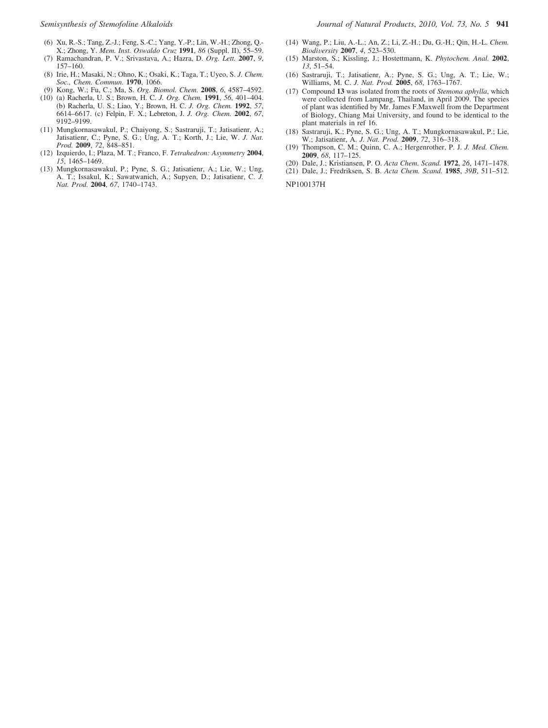(6) Xu, R.-S.; Tang, Z.-J.; Feng, S.-C.; Yang, Y.-P.; Lin, W.-H.; Zhong, Q.-X.; Zhong, Y. *Mem. Inst. Oswaldo Cruz* **1991**, *86* (Suppl. II), 55–59.

(7) Ramachandran, P. V.; Srivastava, A.; Hazra, D. *Org. Lett.* **2007**, *9*, 157–160.

(8) Irie, H.; Masaki, N.; Ohno, K.; Osaki, K.; Taga, T.; Uyeo, S. *J. Chem. Soc., Chem. Commun.* **1970**, 1066.

(9) Kong, W.; Fu, C.; Ma, S. *Org. Biomol. Chem.* **2008**, *6*, 4587–4592.

(10) (a) Racherla, U. S.; Brown, H. C. *J. Org. Chem.* **1991**, *56*, 401–404. (b) Racherla, U. S.; Liao, Y.; Brown, H. C. *J. Org. Chem.* **1992**, *57*, 6614–6617. (c) Felpin, F. X.; Lebreton, J. *J. Org. Chem.* **2002**, *67*, 9192–9199.

(11) Mungkornasawakul, P.; Chaiyong, S.; Sastraruji, T.; Jatisatienr, A.; Jatisatienr, C.; Pyne, S. G.; Ung, A. T.; Korth, J.; Lie, W. *J. Nat. Prod.* **2009**, *72*, 848–851.

(12) Izquierdo, I.; Plaza, M. T.; Franco, F. *Tetrahedron: Asymmetry* **2004**, *15*, 1465–1469.

(13) Mungkornasawakul, P.; Pyne, S. G.; Jatisatienr, A.; Lie, W.; Ung, A. T.; Issakul, K.; Sawatwanich, A.; Supyen, D.; Jatisatienr, C. *J. Nat. Prod.* **2004**, *67*, 1740–1743.

(14) Wang, P.; Liu, A.-L.; An, Z.; Li, Z.-H.; Du, G.-H.; Qin, H.-L. *Chem. Biodiversity* **2007**, *4*, 523–530.

(15) Marston, S.; Kissling, J.; Hostettmann, K. *Phytochem. Anal.* **2002**, *13*, 51–54.

(16) Sastraruji, T.; Jatisatienr, A.; Pyne, S. G.; Ung, A. T.; Lie, W.; Williams, M. C. *J. Nat. Prod.* **2005**, *68*, 1763–1767.

(17) Compound **13** was isolated from the roots of *Stemona aphylla*, which were collected from Lampang, Thailand, in April 2009. The species of plant was identified by Mr. James F.Maxwell from the Department of Biology, Chiang Mai University, and found to be identical to the plant materials in ref 16.

(18) Sastraruji, K.; Pyne, S. G.; Ung, A. T.; Mungkornasawakul, P.; Lie, W.; Jatisatienr, A. *J. Nat. Prod.* **2009**, *72*, 316–318.

(19) Thompson, C. M.; Quinn, C. A.; Hergenrother, P. J. *J. Med. Chem.* **2009**, *68*, 117–125.

(20) Dale, J.; Kristiansen, P. O. *Acta Chem. Scand.* **1972**, *26*, 1471–1478.

(21) Dale, J.; Fredriksen, S. B. *Acta Chem. Scand.* **1985**, *39B*, 511–512.

NP100137H